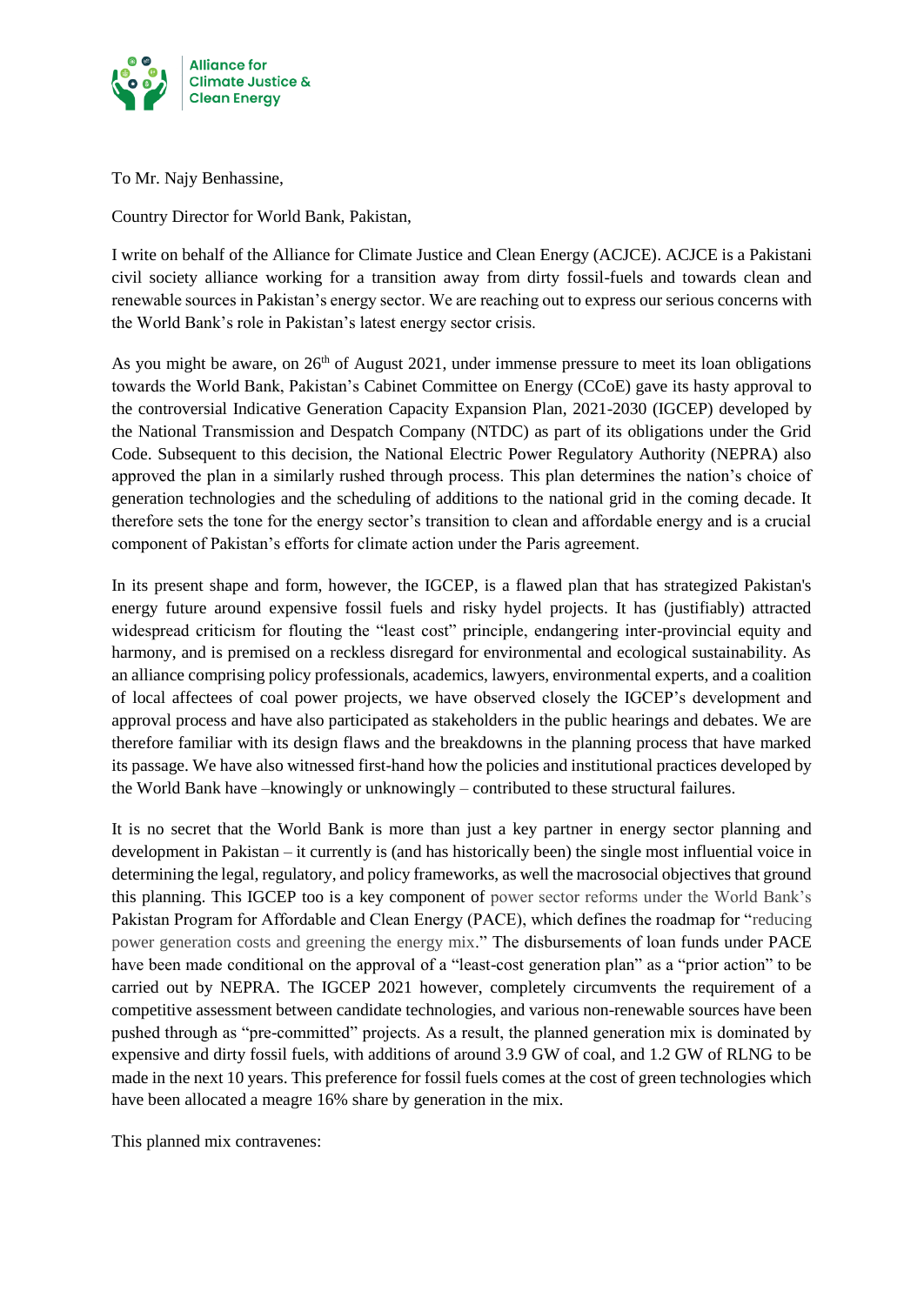Alliance for Climate Justice & Clean Energy

To Mr. Najy Benhassine,

Country Director for World Bank, Pakistan,

I write on behalf of the Alliance for Climate Justice and Clean Energy (ACJCE). ACJCE is a Pakistani civil society alliance working for a transition away from dirty fossil-fuels and towards clean and renewable sources in Pakistan's energy sector. We are reaching out to express our serious concerns with the World Bank's role in Pakistan's latest energy sector crisis.

As you might be aware, on 26th of August 2021, under immense pressure to meet its loan obligations towards the World Bank, Pakistan's Cabinet Committee on Energy (CCoE) gave its hasty approval to the controversial Indicative Generation Capacity Expansion Plan, 2021-2030 (IGCEP) developed by the National Transmission and Despatch Company (NTDC) as part of its obligations under the Grid Code. Subsequent to this decision, the National Electric Power Regulatory Authority (NEPRA) also approved the plan in a similarly rushed through process. This plan determines the nation's choice of generation technologies and the scheduling of additions to the national grid in the coming decade. It therefore sets the tone for the energy sector's transition to clean and affordable energy and is a crucial component of Pakistan's efforts for climate action under the Paris agreement.

In its present shape and form, however, the IGCEP, is a flawed plan that has strategized Pakistan's energy future around expensive fossil fuels and risky hydel projects. It has (justifiably) attracted widespread criticism for flouting the "least cost" principle, endangering inter-provincial equity and harmony, and is premised on a reckless disregard for environmental and ecological sustainability. As an alliance comprising policy professionals, academics, lawyers, environmental experts, and a coalition of local affectees of coal power projects, we have observed closely the IGCEP's development and approval process and have also participated as stakeholders in the public hearings and debates. We are therefore familiar with its design flaws and the breakdowns in the planning process that have marked its passage. We have also witnessed first-hand how the policies and institutional practices developed by the World Bank have –knowingly or unknowingly – contributed to these structural failures.

It is no secret that the World Bank is more than just a key partner in energy sector planning and development in Pakistan – it currently is (and has historically been) the single most influential voice in determining the legal, regulatory, and policy frameworks, as well the macrosocial objectives that ground this planning. This IGCEP too is a key component of power sector reforms under the World Bank's Pakistan Program for Affordable and Clean Energy (PACE), which defines the roadmap for "reducing power generation costs and greening the energy mix." The disbursements of loan funds under PACE have been made conditional on the approval of a "least-cost generation plan" as a "prior action" to be carried out by NEPRA. The IGCEP 2021 however, completely circumvents the requirement of a competitive assessment between candidate technologies, and various non-renewable sources have been pushed through as "pre-committed" projects. As a result, the planned generation mix is dominated by expensive and dirty fossil fuels, with additions of around 3.9 GW of coal, and 1.2 GW of RLNG to be made in the next 10 years. This preference for fossil fuels comes at the cost of green technologies which have been allocated a meagre 16% share by generation in the mix.

This planned mix contravenes: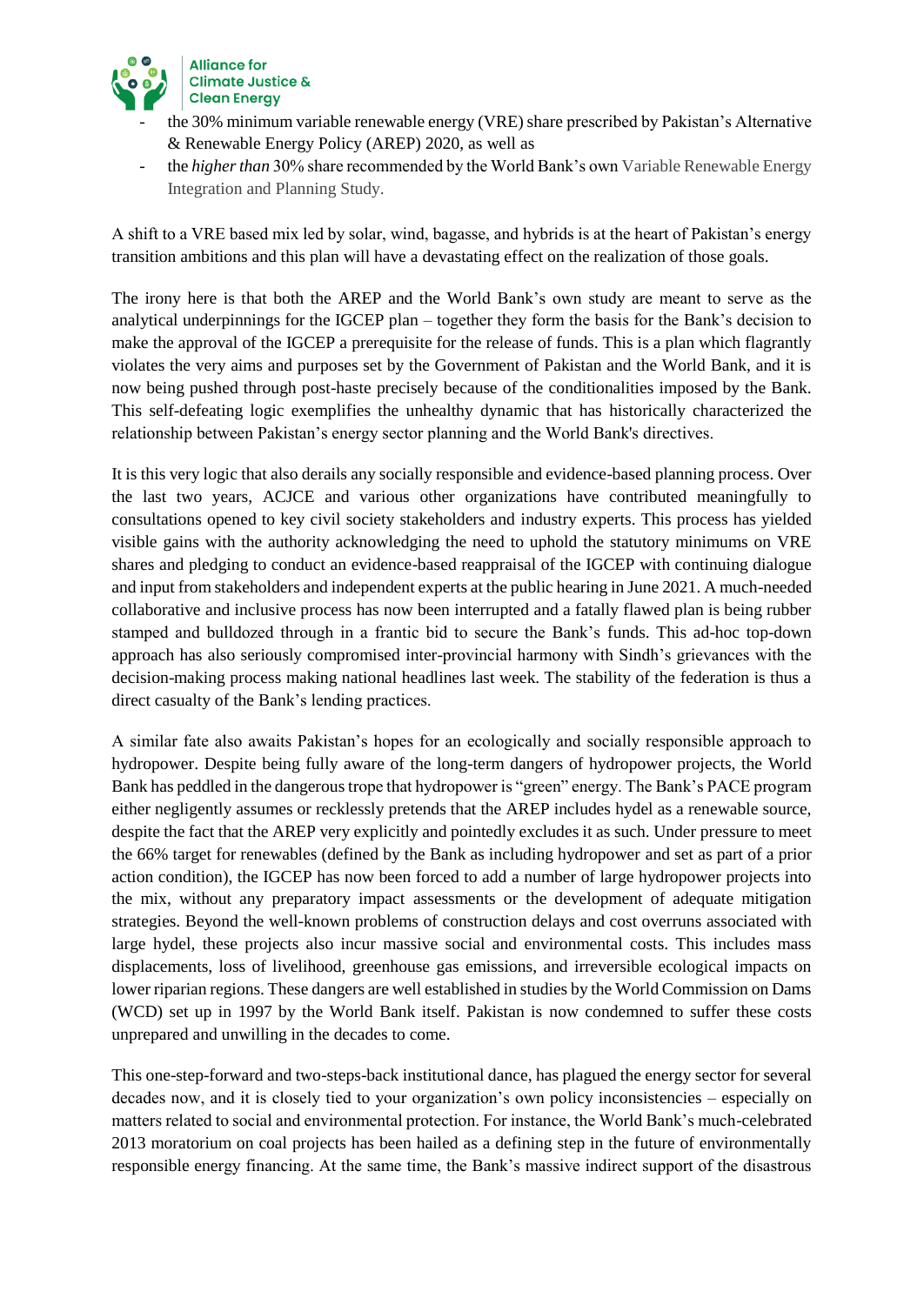- the 30% minimum variable renewable energy (VRE) share prescribed by Pakistan's Alternative & Renewable Energy Policy (AREP) 2020, as well as
- the *higher than* 30% share recommended by the World Bank's own Variable Renewable Energy Integration and Planning Study.

A shift to a VRE based mix led by solar, wind, bagasse, and hybrids is at the heart of Pakistan's energy transition ambitions and this plan will have a devastating effect on the realization of those goals.

The irony here is that both the AREP and the World Bank's own study are meant to serve as the analytical underpinnings for the IGCEP plan – together they form the basis for the Bank's decision to make the approval of the IGCEP a prerequisite for the release of funds. This is a plan which flagrantly violates the very aims and purposes set by the Government of Pakistan and the World Bank, and it is now being pushed through post-haste precisely because of the conditionalities imposed by the Bank. This self-defeating logic exemplifies the unhealthy dynamic that has historically characterized the relationship between Pakistan's energy sector planning and the World Bank's directives.

It is this very logic that also derails any socially responsible and evidence-based planning process. Over the last two years, ACJCE and various other organizations have contributed meaningfully to consultations opened to key civil society stakeholders and industry experts. This process has yielded visible gains with the authority acknowledging the need to uphold the statutory minimums on VRE shares and pledging to conduct an evidence-based reappraisal of the IGCEP with continuing dialogue and input from stakeholders and independent experts at the public hearing in June 2021. A much-needed collaborative and inclusive process has now been interrupted and a fatally flawed plan is being rubber stamped and bulldozed through in a frantic bid to secure the Bank's funds. This ad-hoc top-down approach has also seriously compromised inter-provincial harmony with Sindh's grievances with the decision-making process making national headlines last week. The stability of the federation is thus a direct casualty of the Bank's lending practices.

A similar fate also awaits Pakistan's hopes for an ecologically and socially responsible approach to hydropower. Despite being fully aware of the long-term dangers of hydropower projects, the World Bank has peddled in the dangerous trope that hydropower is "green" energy. The Bank's PACE program either negligently assumes or recklessly pretends that the AREP includes hydel as a renewable source, despite the fact that the AREP very explicitly and pointedly excludes it as such. Under pressure to meet the 66% target for renewables (defined by the Bank as including hydropower and set as part of a prior action condition), the IGCEP has now been forced to add a number of large hydropower projects into the mix, without any preparatory impact assessments or the development of adequate mitigation strategies. Beyond the well-known problems of construction delays and cost overruns associated with large hydel, these projects also incur massive social and environmental costs. This includes mass displacements, loss of livelihood, greenhouse gas emissions, and irreversible ecological impacts on lower riparian regions. These dangers are well established in studies by the World Commission on Dams (WCD) set up in 1997 by the World Bank itself. Pakistan is now condemned to suffer these costs unprepared and unwilling in the decades to come.

This one-step-forward and two-steps-back institutional dance, has plagued the energy sector for several decades now, and it is closely tied to your organization's own policy inconsistencies – especially on matters related to social and environmental protection. For instance, the World Bank's much-celebrated 2013 moratorium on coal projects has been hailed as a defining step in the future of environmentally responsible energy financing. At the same time, the Bank's massive indirect support of the disastrous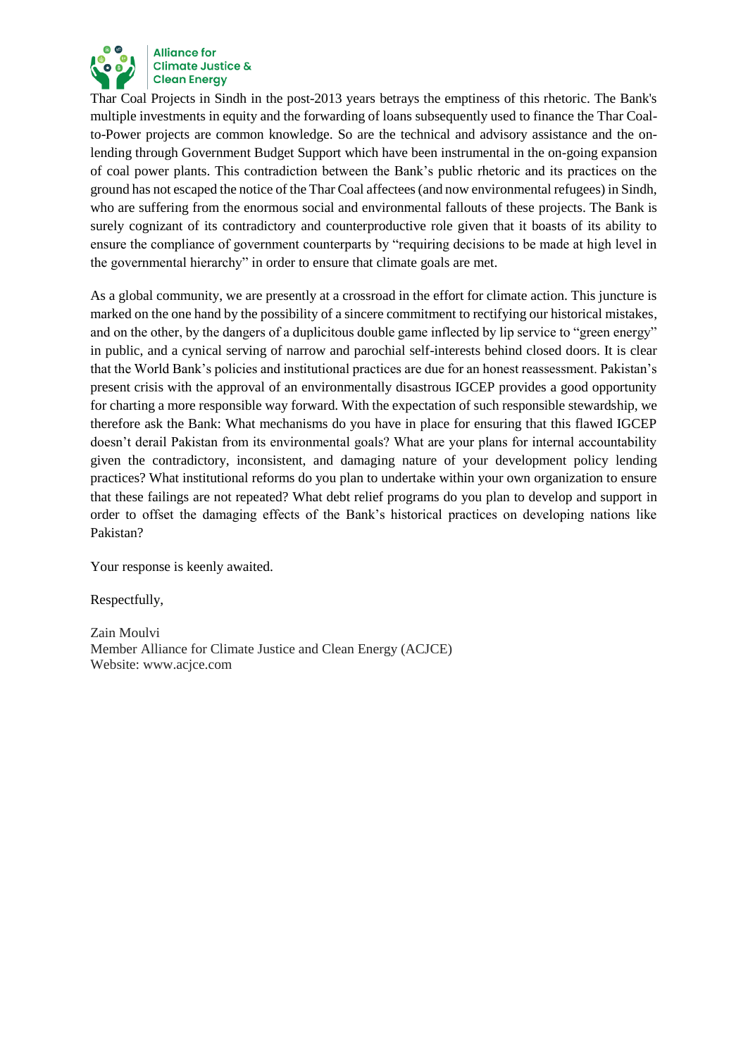Thar Coal Projects in Sindh in the post-2013 years betrays the emptiness of this rhetoric. The Bank's multiple investments in equity and the forwarding of loans subsequently used to finance the Thar Coal-to-Power projects are common knowledge. So are the technical and advisory assistance and the on-lending through Government Budget Support which have been instrumental in the on-going expansion of coal power plants. This contradiction between the Bank's public rhetoric and its practices on the ground has not escaped the notice of the Thar Coal affectees (and now environmental refugees) in Sindh, who are suffering from the enormous social and environmental fallouts of these projects. The Bank is surely cognizant of its contradictory and counterproductive role given that it boasts of its ability to ensure the compliance of government counterparts by "requiring decisions to be made at high level in the governmental hierarchy" in order to ensure that climate goals are met.

As a global community, we are presently at a crossroad in the effort for climate action. This juncture is marked on the one hand by the possibility of a sincere commitment to rectifying our historical mistakes, and on the other, by the dangers of a duplicitous double game inflected by lip service to "green energy" in public, and a cynical serving of narrow and parochial self-interests behind closed doors. It is clear that the World Bank's policies and institutional practices are due for an honest reassessment. Pakistan's present crisis with the approval of an environmentally disastrous IGCEP provides a good opportunity for charting a more responsible way forward. With the expectation of such responsible stewardship, we therefore ask the Bank: What mechanisms do you have in place for ensuring that this flawed IGCEP doesn't derail Pakistan from its environmental goals? What are your plans for internal accountability given the contradictory, inconsistent, and damaging nature of your development policy lending practices? What institutional reforms do you plan to undertake within your own organization to ensure that these failings are not repeated? What debt relief programs do you plan to develop and support in order to offset the damaging effects of the Bank's historical practices on developing nations like Pakistan?

Your response is keenly awaited.

Respectfully,

Zain Moulvi
Member Alliance for Climate Justice and Clean Energy (ACJCE)
Website: www.acjce.com